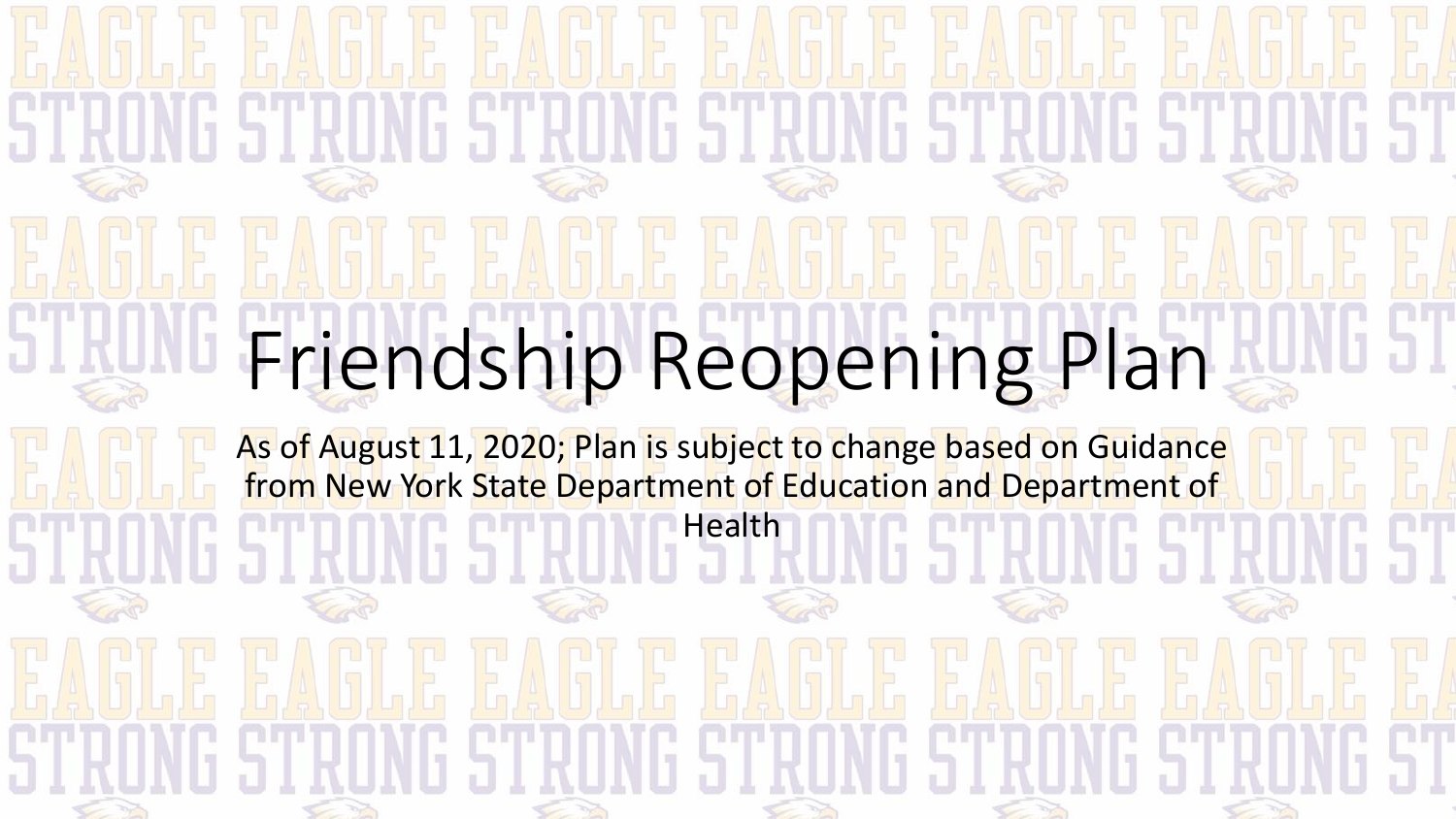# Friendship Reopening Plan

As of August 11, 2020; Plan is subject to change based on Guidance from New York State Department of Education and Department of Health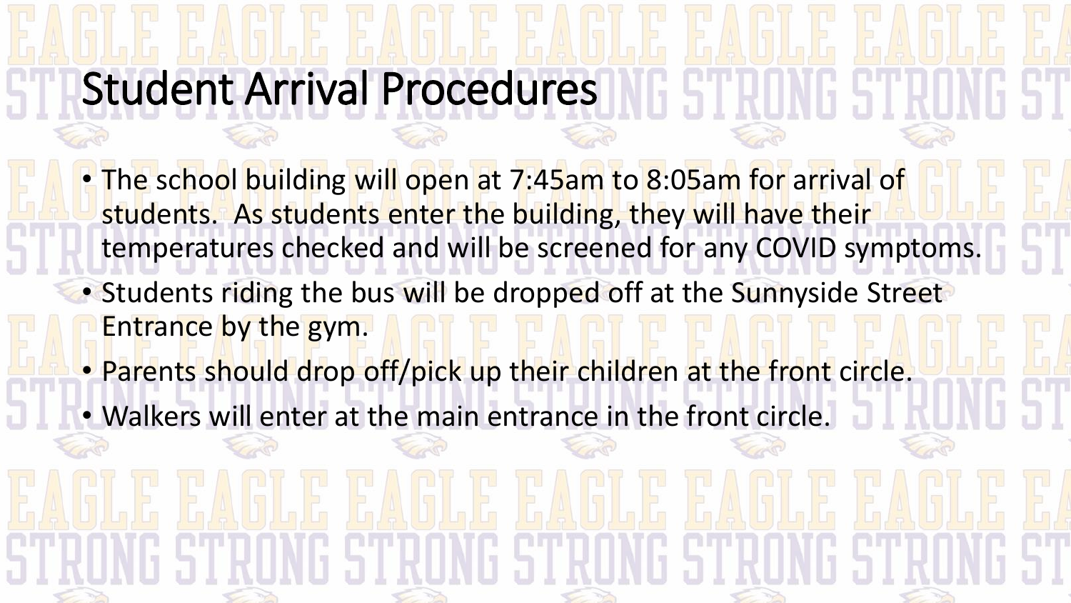# Student Arrival Procedures

- The school building will open at 7:45am to 8:05am for arrival of students. As students enter the building, they will have their temperatures checked and will be screened for any COVID symptoms.
- Students riding the bus will be dropped off at the Sunnyside Street Entrance by the gym.
- Parents should drop off/pick up their children at the front circle.
- Walkers will enter at the main entrance in the front circle.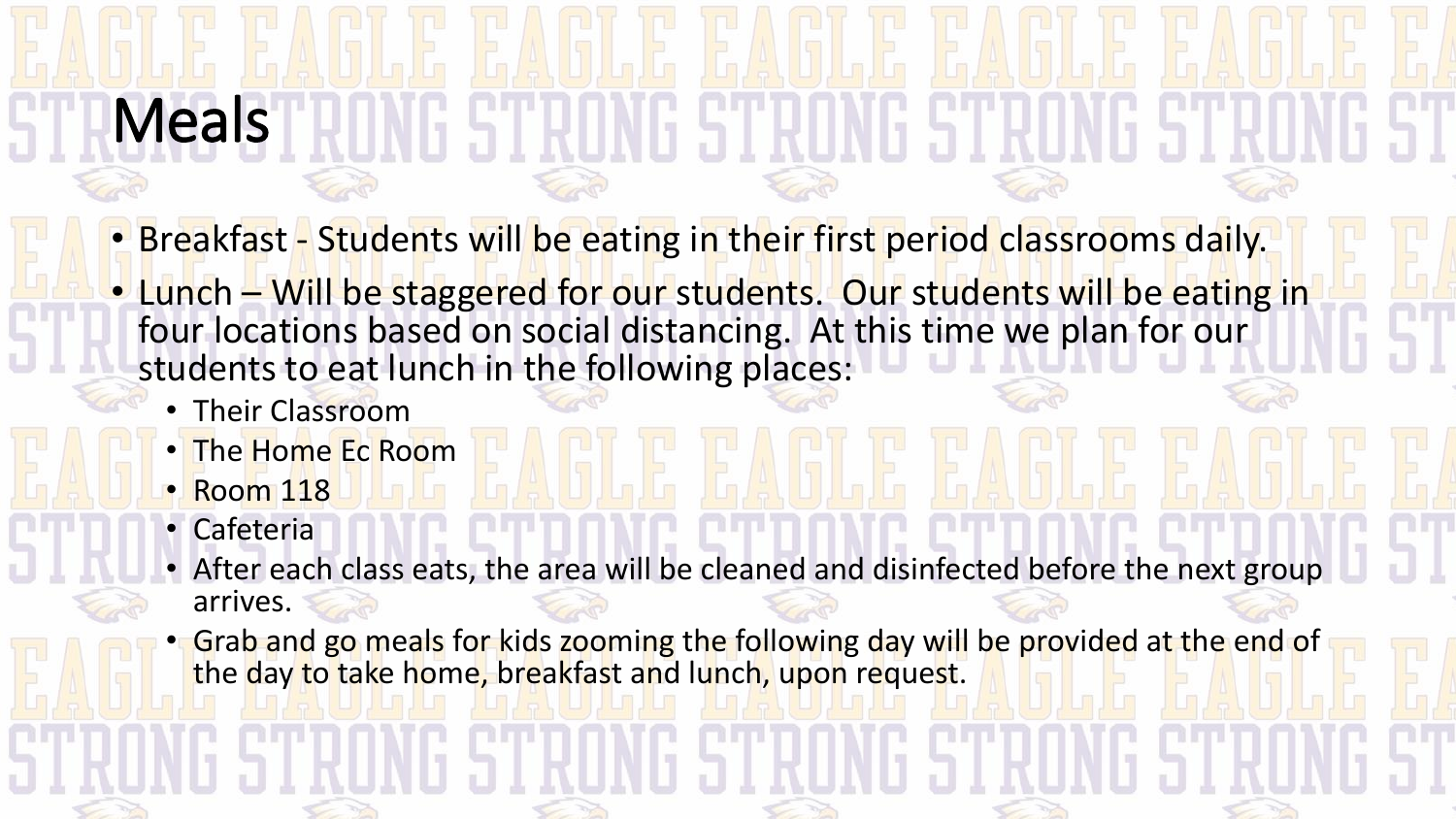# Meals

- Breakfast - Students will be eating in their first period classrooms daily.
- Lunch – Will be staggered for our students. Our students will be eating in four locations based on social distancing. At this time we plan for our students to eat lunch in the following places:
  - Their Classroom
  - The Home Ec Room
  - Room 118
  - Cafeteria
  - After each class eats, the area will be cleaned and disinfected before the next group arrives.
  - Grab and go meals for kids zooming the following day will be provided at the end of the day to take home, breakfast and lunch, upon request.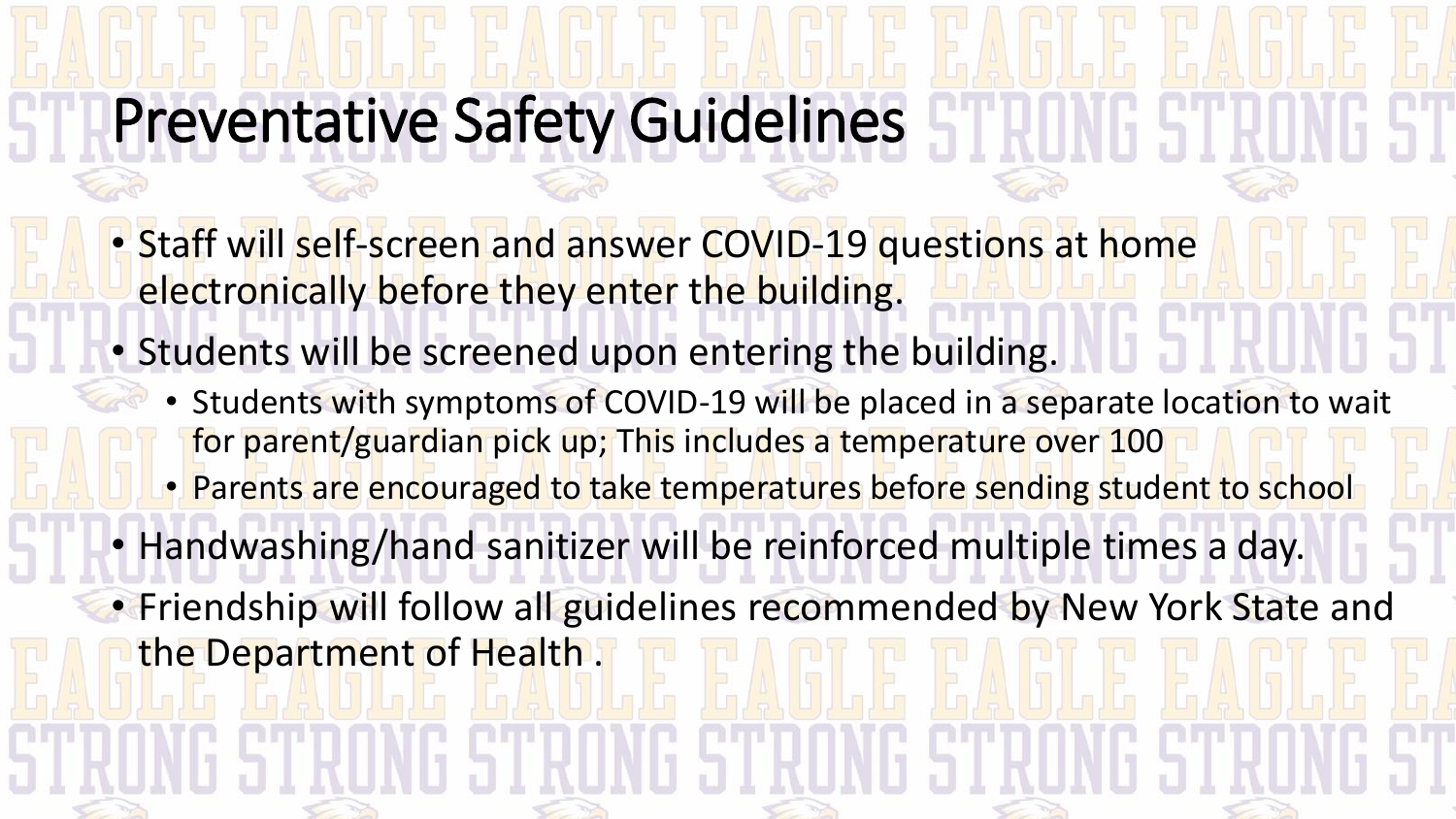# Preventative Safety Guidelines

- Staff will self-screen and answer COVID-19 questions at home electronically before they enter the building.
- Students will be screened upon entering the building.
  - Students with symptoms of COVID-19 will be placed in a separate location to wait for parent/guardian pick up; This includes a temperature over 100
  - Parents are encouraged to take temperatures before sending student to school
- Handwashing/hand sanitizer will be reinforced multiple times a day.
- Friendship will follow all guidelines recommended by New York State and the Department of Health .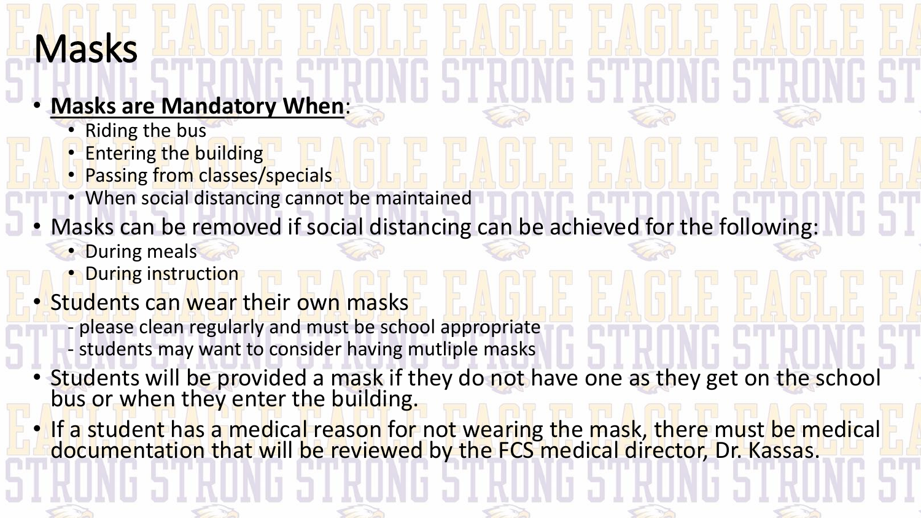# Masks

- **<u>Masks are Mandatory When</u>**:
  - Riding the bus
  - Entering the building
  - Passing from classes/specials
  - When social distancing cannot be maintained
- Masks can be removed if social distancing can be achieved for the following:
  - During meals
  - During instruction
- Students can wear their own masks

  - please clean regularly and must be school appropriate

  - students may want to consider having mutliple masks
- Students will be provided a mask if they do not have one as they get on the school bus or when they enter the building.
- If a student has a medical reason for not wearing the mask, there must be medical documentation that will be reviewed by the FCS medical director, Dr. Kassas.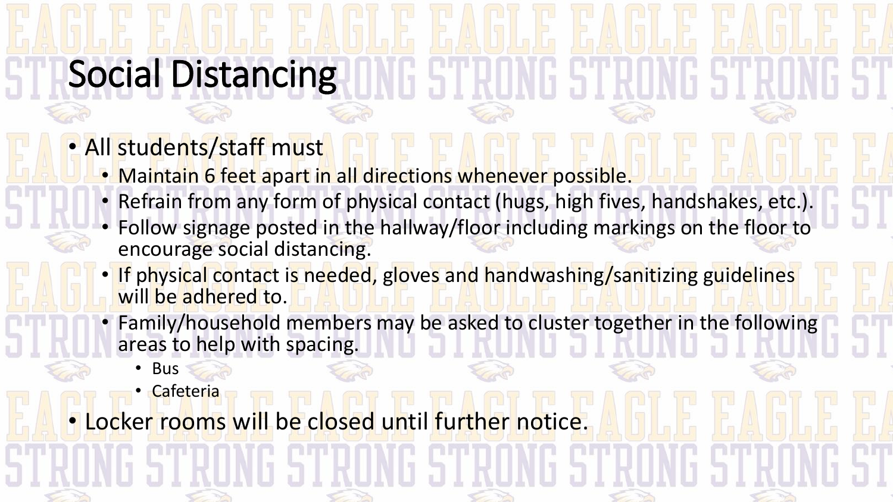# Social Distancing

- All students/staff must
  - Maintain 6 feet apart in all directions whenever possible.
  - Refrain from any form of physical contact (hugs, high fives, handshakes, etc.).
  - Follow signage posted in the hallway/floor including markings on the floor to encourage social distancing.
  - If physical contact is needed, gloves and handwashing/sanitizing guidelines will be adhered to.
  - Family/household members may be asked to cluster together in the following areas to help with spacing.
    - Bus
    - Cafeteria
- Locker rooms will be closed until further notice.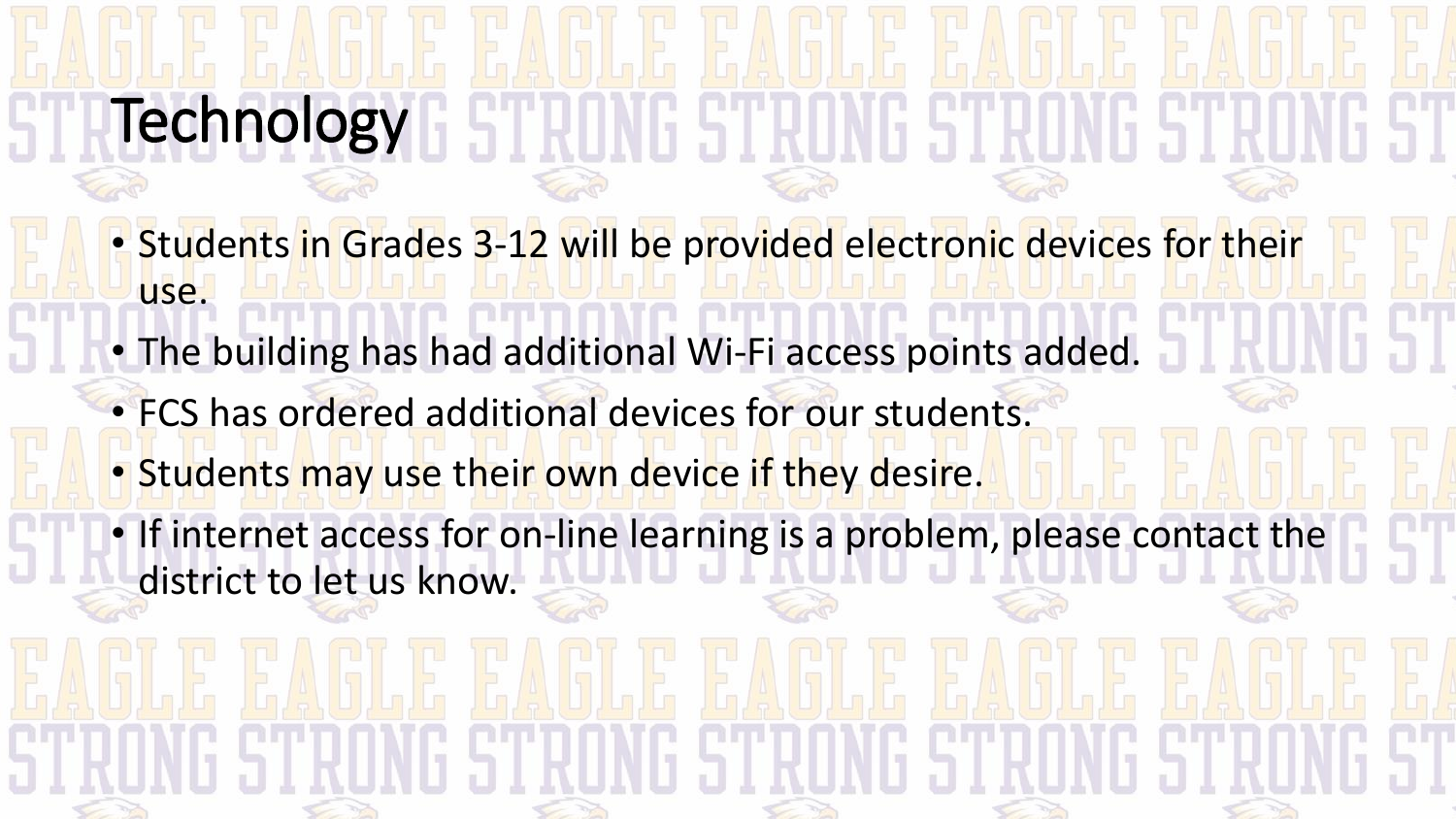# Technology

- Students in Grades 3-12 will be provided electronic devices for their use.
- The building has had additional Wi-Fi access points added.
- FCS has ordered additional devices for our students.
- Students may use their own device if they desire.
- If internet access for on-line learning is a problem, please contact the district to let us know.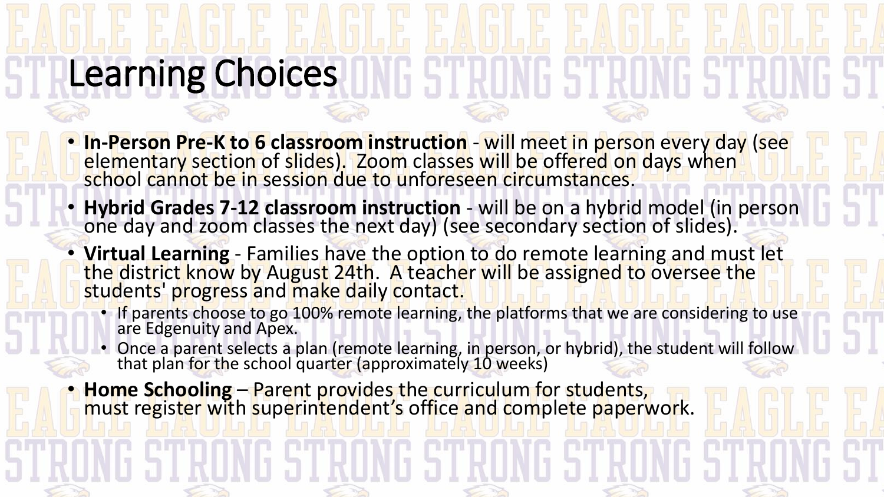# Learning Choices

- **In-Person Pre-K to 6 classroom instruction** - will meet in person every day (see elementary section of slides). Zoom classes will be offered on days when school cannot be in session due to unforeseen circumstances.
- **Hybrid Grades 7-12 classroom instruction** - will be on a hybrid model (in person one day and zoom classes the next day) (see secondary section of slides).
- **Virtual Learning** - Families have the option to do remote learning and must let the district know by August 24th. A teacher will be assigned to oversee the students' progress and make daily contact.
  - If parents choose to go 100% remote learning, the platforms that we are considering to use are Edgenuity and Apex.
  - Once a parent selects a plan (remote learning, in person, or hybrid), the student will follow that plan for the school quarter (approximately 10 weeks)
- **Home Schooling** – Parent provides the curriculum for students, must register with superintendent's office and complete paperwork.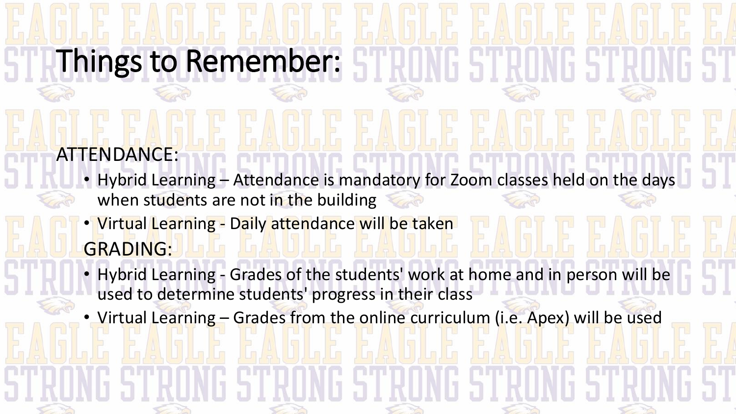# Things to Remember:

ATTENDANCE:

- Hybrid Learning – Attendance is mandatory for Zoom classes held on the days when students are not in the building
- Virtual Learning - Daily attendance will be taken

GRADING:

- Hybrid Learning - Grades of the students' work at home and in person will be used to determine students' progress in their class
- Virtual Learning – Grades from the online curriculum (i.e. Apex) will be used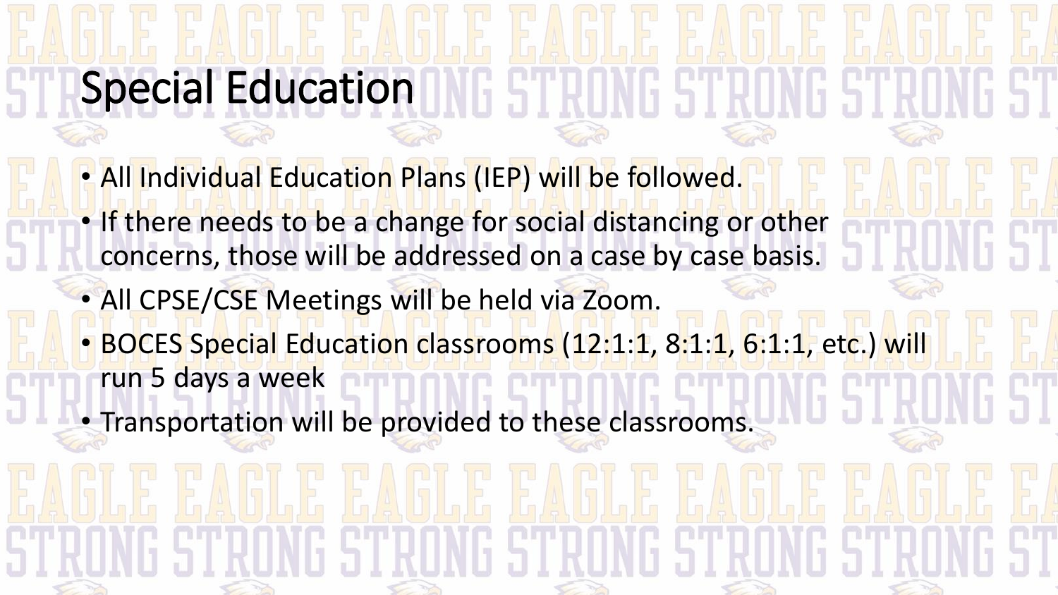# Special Education

- All Individual Education Plans (IEP) will be followed.
- If there needs to be a change for social distancing or other concerns, those will be addressed on a case by case basis.
- All CPSE/CSE Meetings will be held via Zoom.
- BOCES Special Education classrooms (12:1:1, 8:1:1, 6:1:1, etc.) will run 5 days a week
- Transportation will be provided to these classrooms.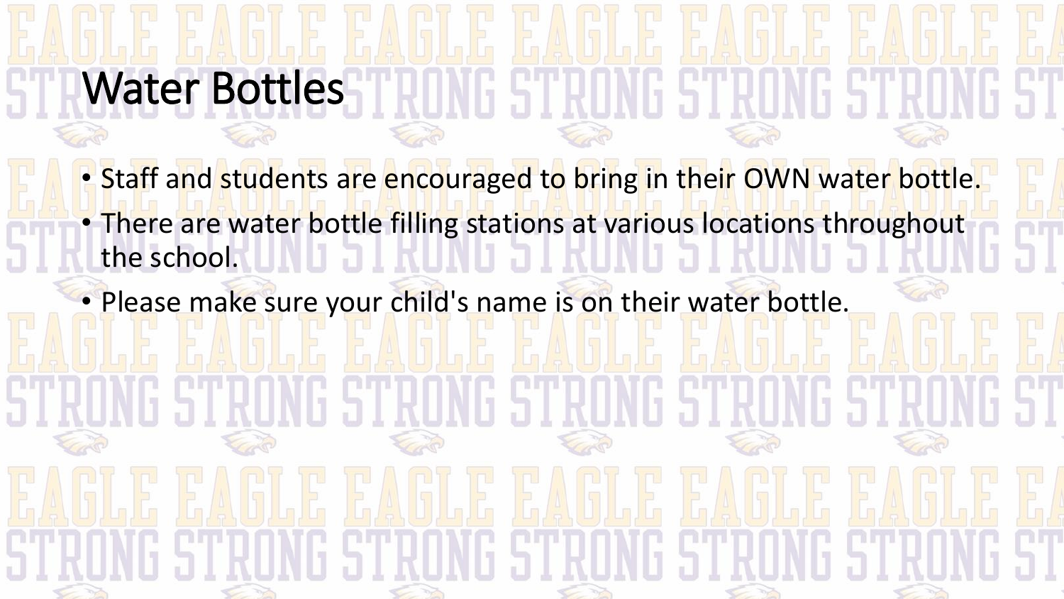# Water Bottles

- Staff and students are encouraged to bring in their OWN water bottle.
- There are water bottle filling stations at various locations throughout the school.
- Please make sure your child's name is on their water bottle.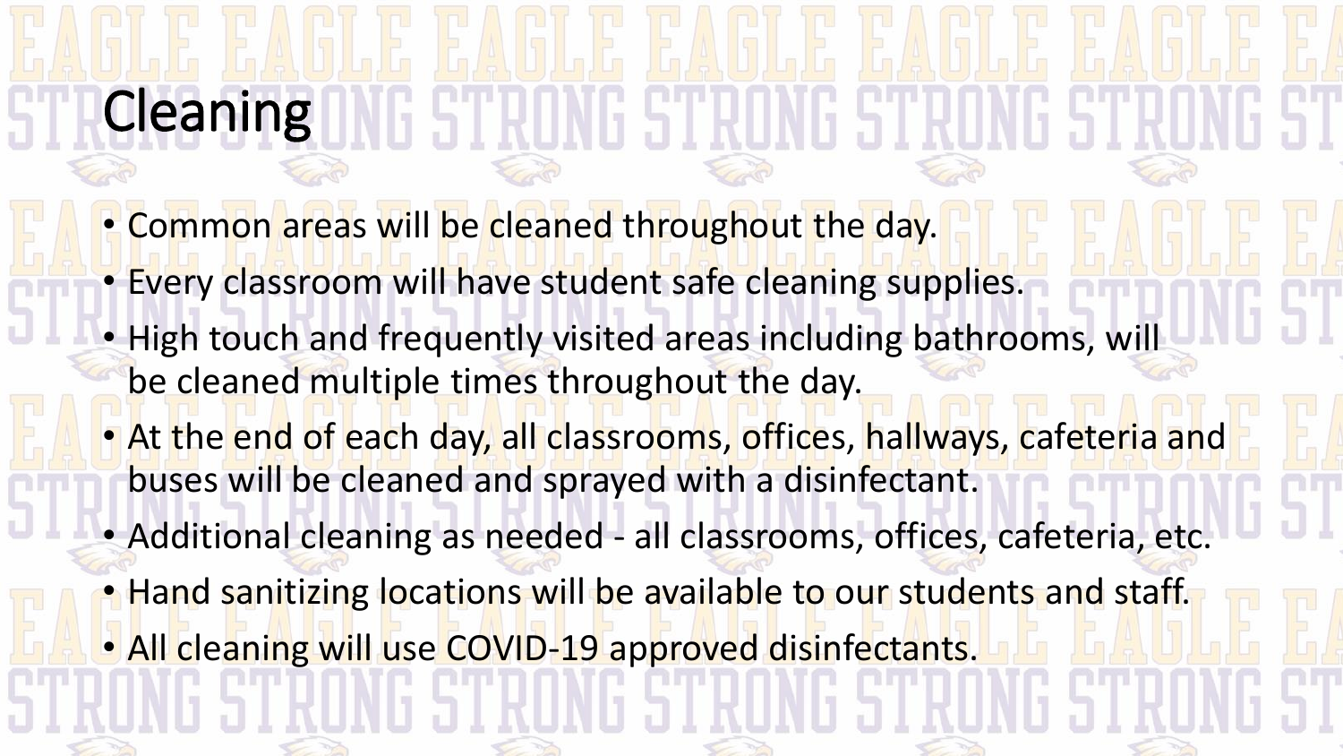# Cleaning

- Common areas will be cleaned throughout the day.
- Every classroom will have student safe cleaning supplies.
- High touch and frequently visited areas including bathrooms, will be cleaned multiple times throughout the day.
- At the end of each day, all classrooms, offices, hallways, cafeteria and buses will be cleaned and sprayed with a disinfectant.
- Additional cleaning as needed - all classrooms, offices, cafeteria, etc.
- Hand sanitizing locations will be available to our students and staff.
- All cleaning will use COVID-19 approved disinfectants.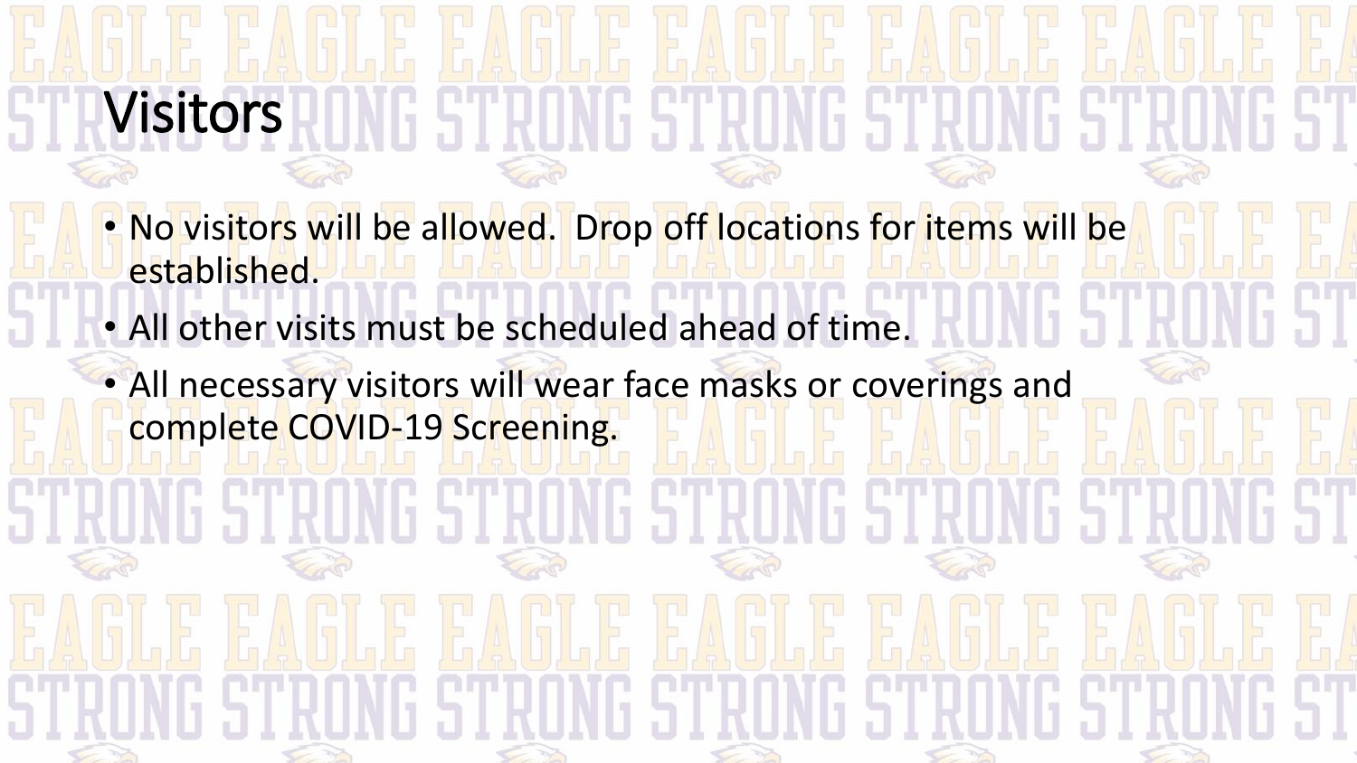# Visitors

- No visitors will be allowed.  Drop off locations for items will be established.
- All other visits must be scheduled ahead of time.
- All necessary visitors will wear face masks or coverings and complete COVID-19 Screening.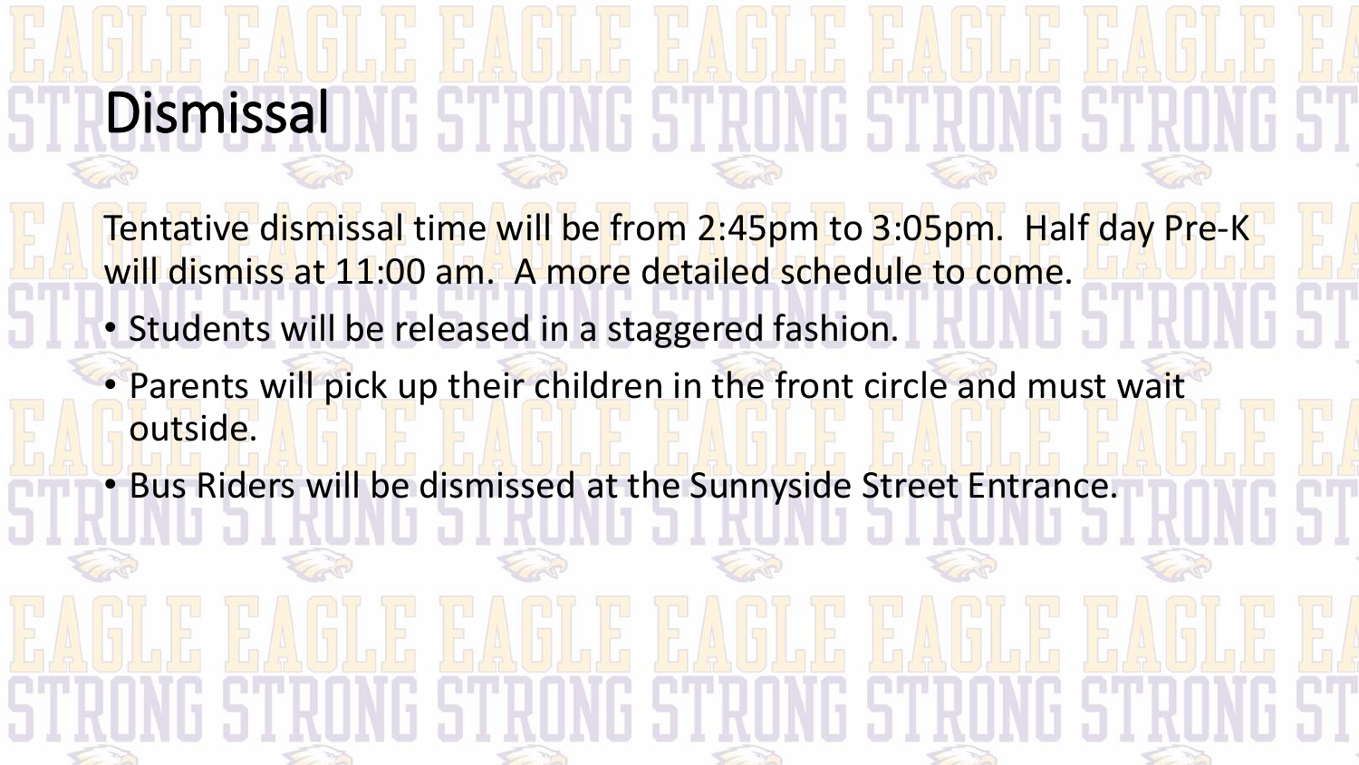# Dismissal

Tentative dismissal time will be from 2:45pm to 3:05pm. Half day Pre-K will dismiss at 11:00 am. A more detailed schedule to come.

- Students will be released in a staggered fashion.
- Parents will pick up their children in the front circle and must wait outside.
- Bus Riders will be dismissed at the Sunnyside Street Entrance.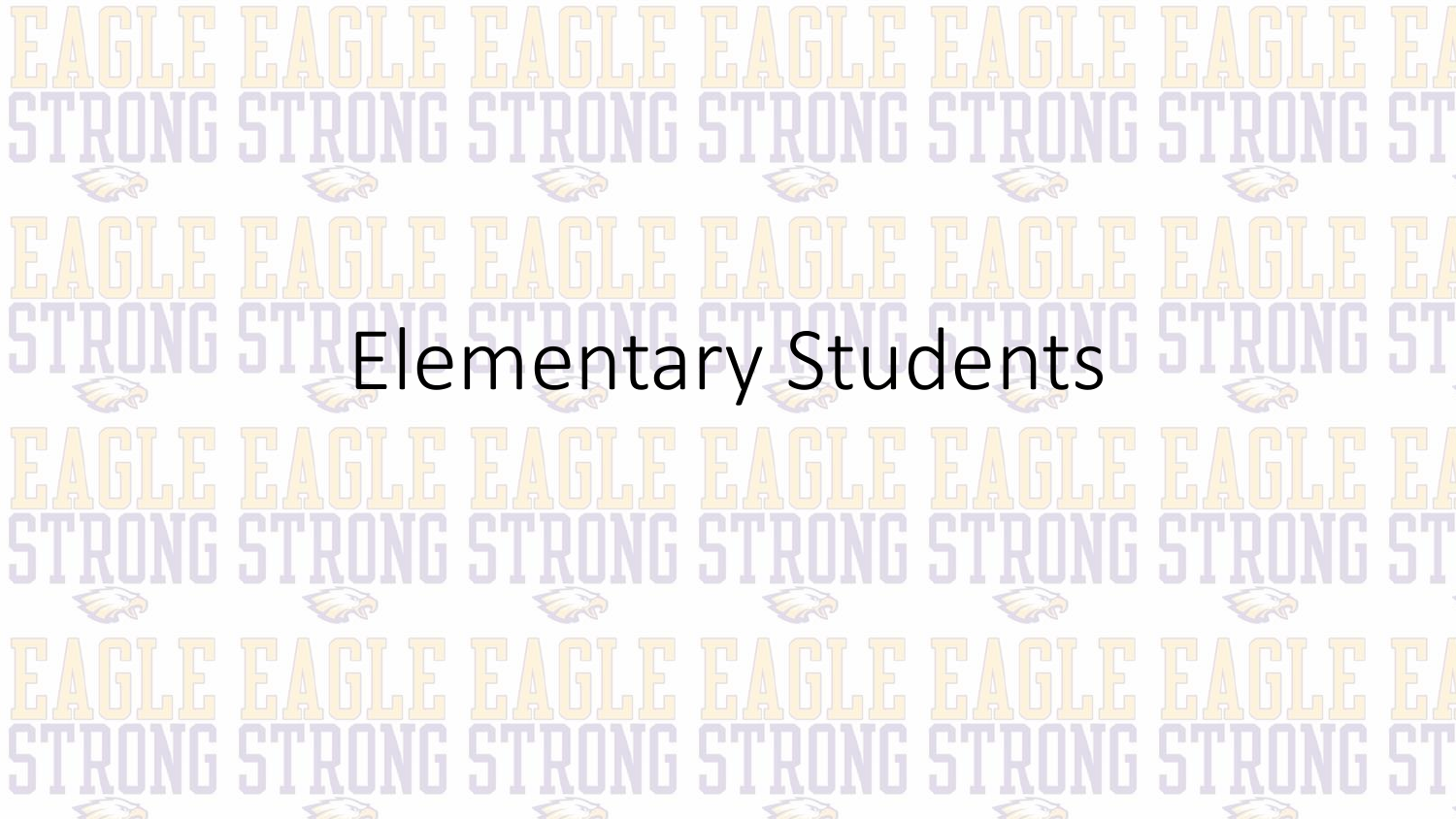# Elementary Students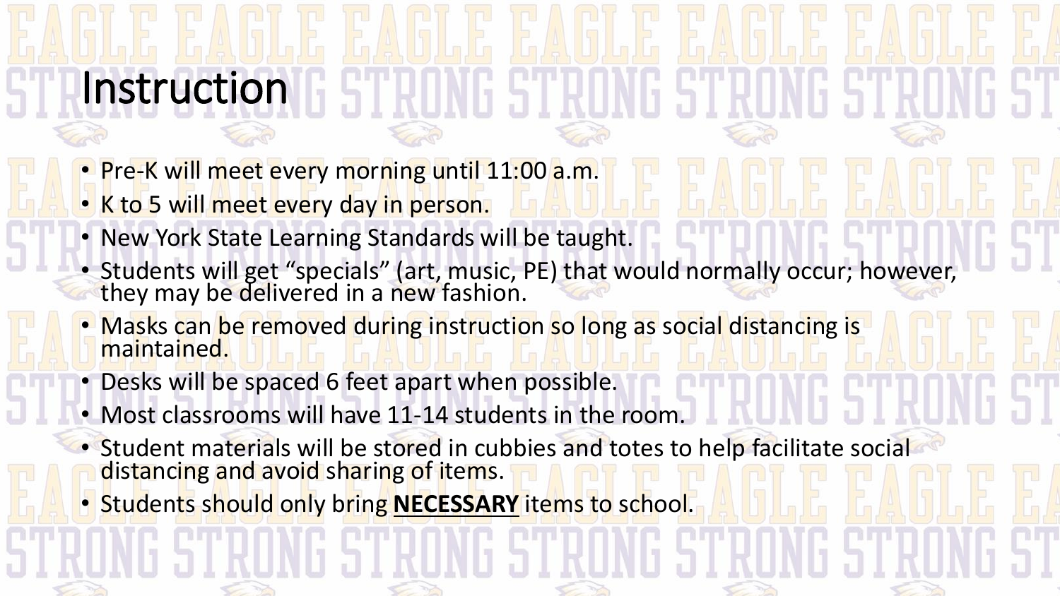# Instruction

- Pre-K will meet every morning until 11:00 a.m.
- K to 5 will meet every day in person.
- New York State Learning Standards will be taught.
- Students will get “specials” (art, music, PE) that would normally occur; however, they may be delivered in a new fashion.
- Masks can be removed during instruction so long as social distancing is maintained.
- Desks will be spaced 6 feet apart when possible.
- Most classrooms will have 11-14 students in the room.
- Student materials will be stored in cubbies and totes to help facilitate social distancing and avoid sharing of items.
- Students should only bring **<u>NECESSARY</u>** items to school.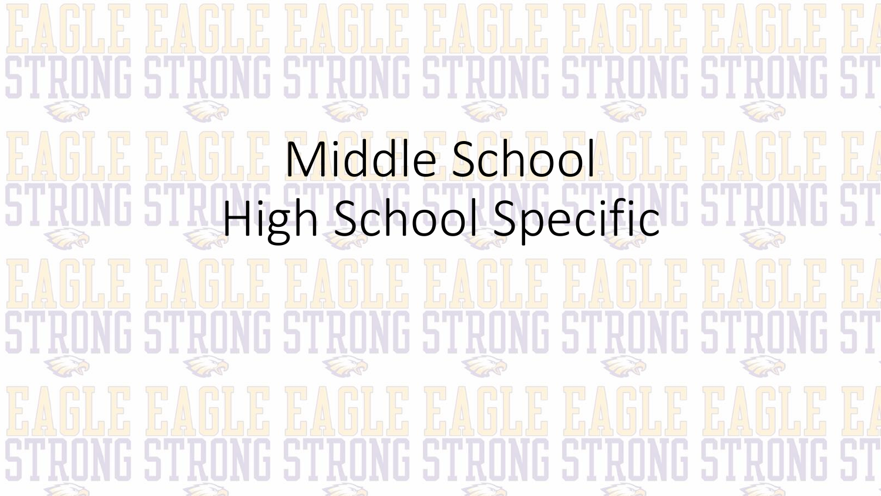# Middle School
# High School Specific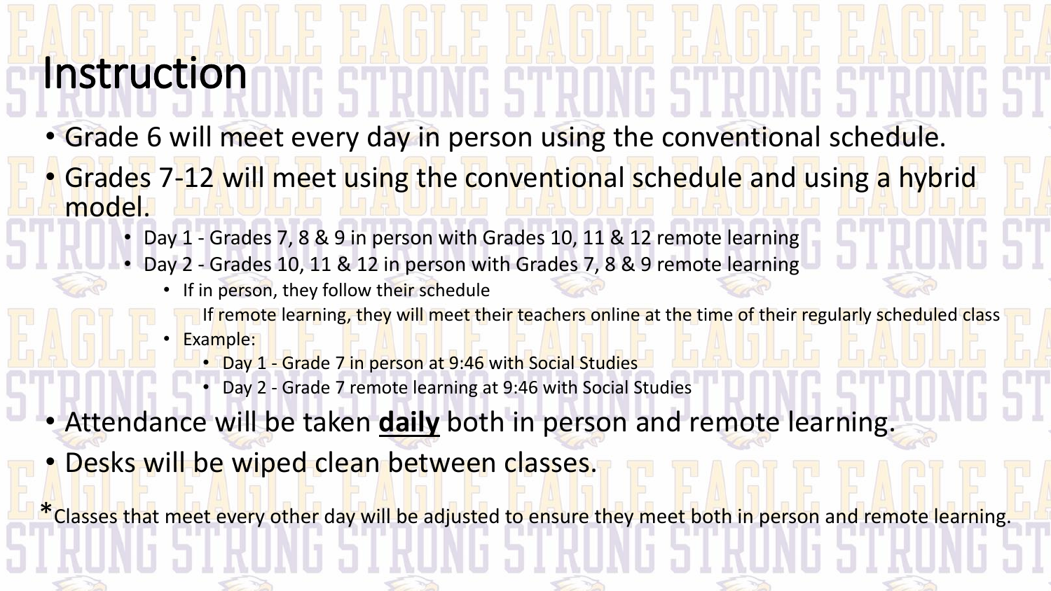# Instruction

- Grade 6 will meet every day in person using the conventional schedule.
- Grades 7-12 will meet using the conventional schedule and using a hybrid model.
  - Day 1 - Grades 7, 8 & 9 in person with Grades 10, 11 & 12 remote learning
  - Day 2 - Grades 10, 11 & 12 in person with Grades 7, 8 & 9 remote learning
    - If in person, they follow their schedule

      If remote learning, they will meet their teachers online at the time of their regularly scheduled class
    - Example:
      - Day 1 - Grade 7 in person at 9:46 with Social Studies
      - Day 2 - Grade 7 remote learning at 9:46 with Social Studies
- Attendance will be taken **daily** both in person and remote learning.
- Desks will be wiped clean between classes.

*Classes that meet every other day will be adjusted to ensure they meet both in person and remote learning.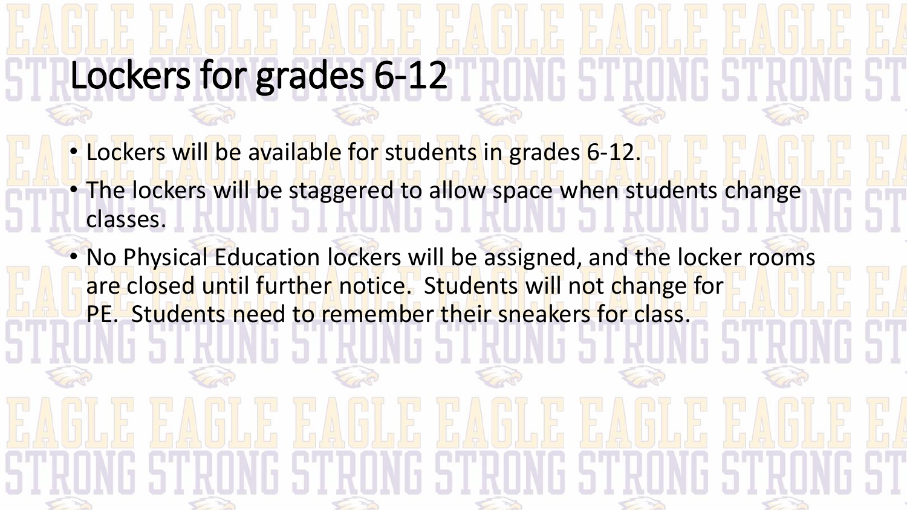# Lockers for grades 6-12

- Lockers will be available for students in grades 6-12.
- The lockers will be staggered to allow space when students change classes.
- No Physical Education lockers will be assigned, and the locker rooms are closed until further notice. Students will not change for PE. Students need to remember their sneakers for class.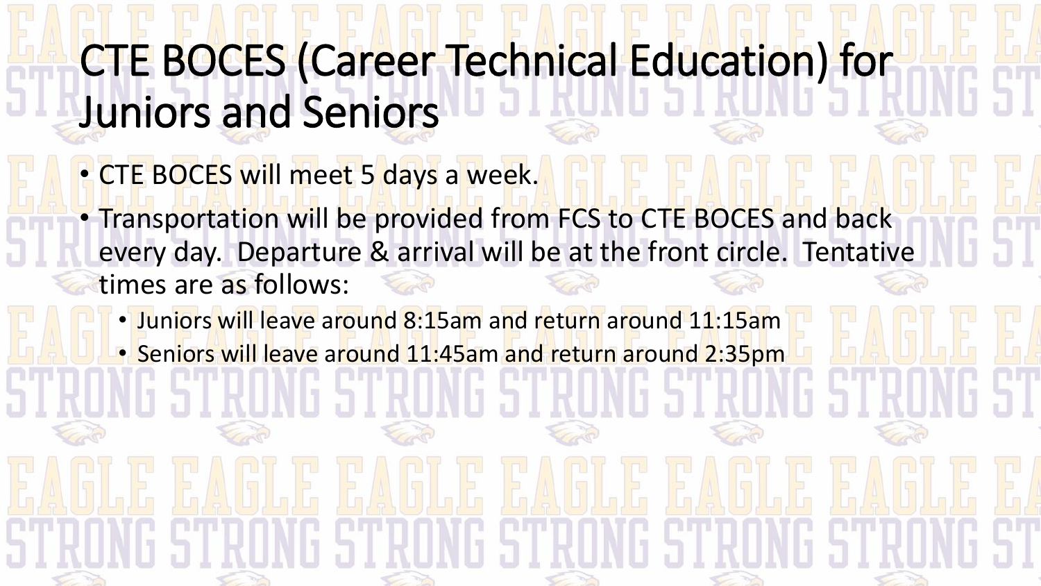# CTE BOCES (Career Technical Education) for Juniors and Seniors

- CTE BOCES will meet 5 days a week.
- Transportation will be provided from FCS to CTE BOCES and back every day. Departure & arrival will be at the front circle. Tentative times are as follows:
  - Juniors will leave around 8:15am and return around 11:15am
  - Seniors will leave around 11:45am and return around 2:35pm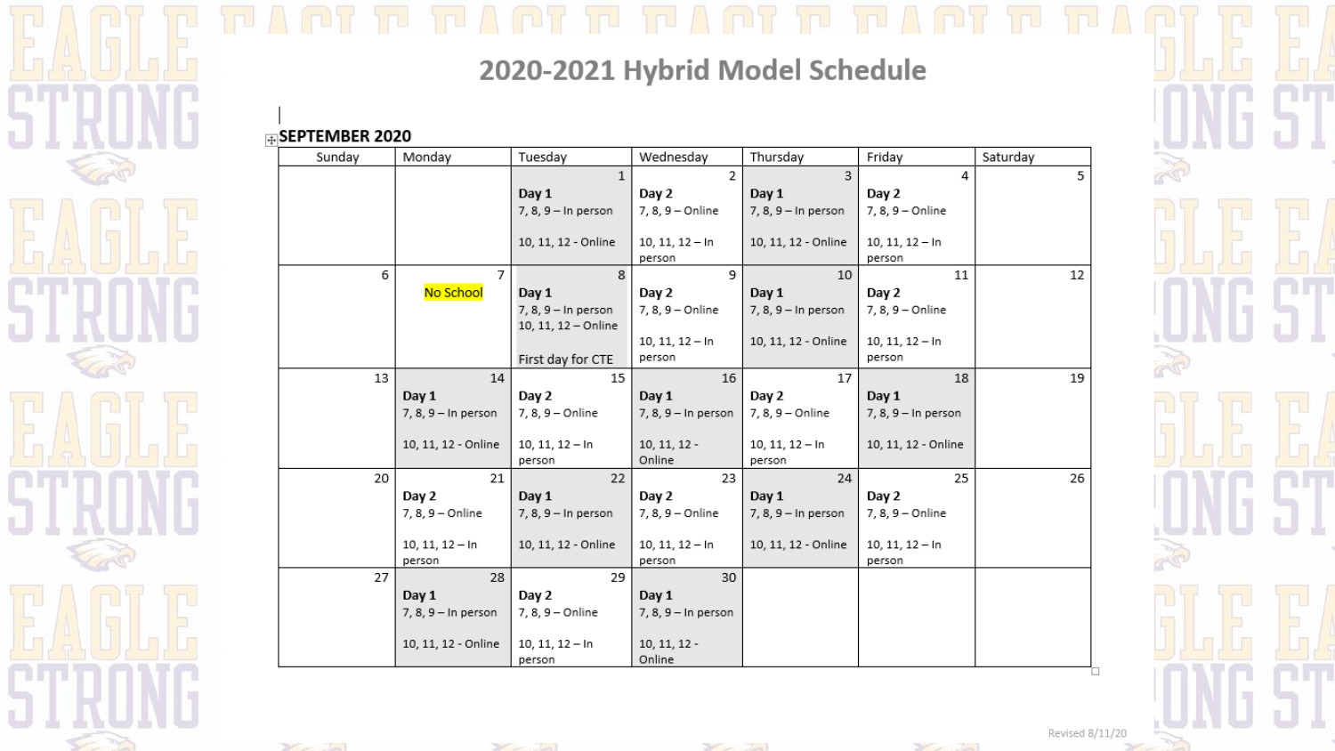# 2020-2021 Hybrid Model Schedule

**SEPTEMBER 2020**

| Sunday | Monday | Tuesday | Wednesday | Thursday | Friday | Saturday |
|---|---|---|---|---|---|---|
| | | 1<br>**Day 1**<br>7, 8, 9 – In person<br>10, 11, 12 - Online | 2<br>**Day 2**<br>7, 8, 9 – Online<br>10, 11, 12 – In person | 3<br>**Day 1**<br>7, 8, 9 – In person<br>10, 11, 12 - Online | 4<br>**Day 2**<br>7, 8, 9 – Online<br>10, 11, 12 – In person | 5 |
| 6 | 7<br>No School | 8<br>**Day 1**<br>7, 8, 9 – In person<br>10, 11, 12 – Online<br>First day for CTE | 9<br>**Day 2**<br>7, 8, 9 – Online<br>10, 11, 12 – In person | 10<br>**Day 1**<br>7, 8, 9 – In person<br>10, 11, 12 - Online | 11<br>**Day 2**<br>7, 8, 9 – Online<br>10, 11, 12 – In person | 12 |
| 13 | 14<br>**Day 1**<br>7, 8, 9 – In person<br>10, 11, 12 - Online | 15<br>**Day 2**<br>7, 8, 9 – Online<br>10, 11, 12 – In person | 16<br>**Day 1**<br>7, 8, 9 – In person<br>10, 11, 12 - Online | 17<br>**Day 2**<br>7, 8, 9 – Online<br>10, 11, 12 – In person | 18<br>**Day 1**<br>7, 8, 9 – In person<br>10, 11, 12 - Online | 19 |
| 20 | 21<br>**Day 2**<br>7, 8, 9 – Online<br>10, 11, 12 – In person | 22<br>**Day 1**<br>7, 8, 9 – In person<br>10, 11, 12 - Online | 23<br>**Day 2**<br>7, 8, 9 – Online<br>10, 11, 12 – In person | 24<br>**Day 1**<br>7, 8, 9 – In person<br>10, 11, 12 - Online | 25<br>**Day 2**<br>7, 8, 9 – Online<br>10, 11, 12 – In person | 26 |
| 27 | 28<br>**Day 1**<br>7, 8, 9 – In person<br>10, 11, 12 - Online | 29<br>**Day 2**<br>7, 8, 9 – Online<br>10, 11, 12 – In person | 30<br>**Day 1**<br>7, 8, 9 – In person<br>10, 11, 12 - Online | | | |

Revised 8/11/20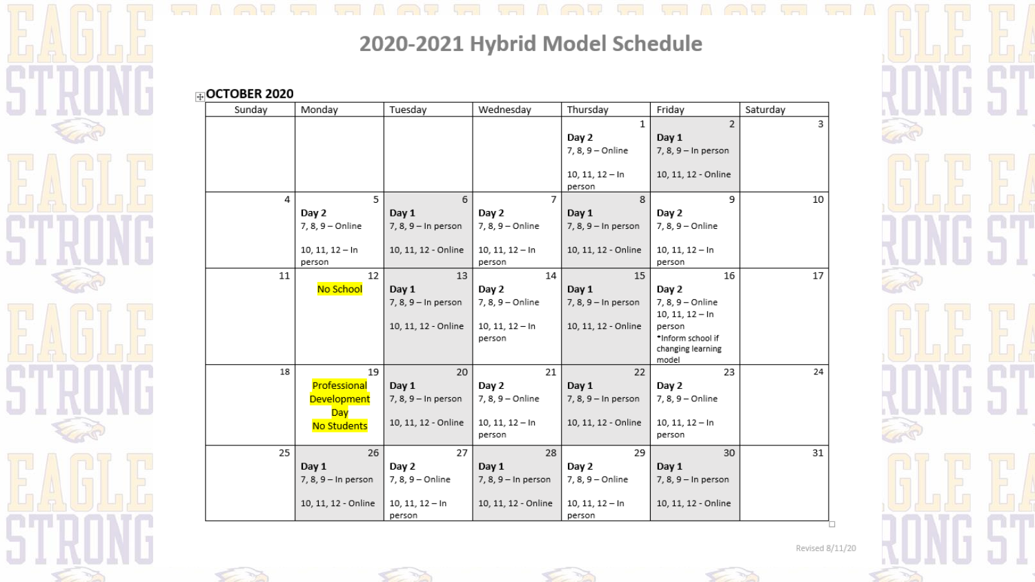# 2020-2021 Hybrid Model Schedule

**OCTOBER 2020**

| Sunday | Monday | Tuesday | Wednesday | Thursday | Friday | Saturday |
|---|---|---|---|---|---|---|
| | | | | 1<br>**Day 2**<br>7, 8, 9 – Online<br><br>10, 11, 12 – In person | 2<br>**Day 1**<br>7, 8, 9 – In person<br><br>10, 11, 12 - Online | 3 |
| 4 | 5<br>**Day 2**<br>7, 8, 9 – Online<br><br>10, 11, 12 – In person | 6<br>**Day 1**<br>7, 8, 9 – In person<br><br>10, 11, 12 - Online | 7<br>**Day 2**<br>7, 8, 9 – Online<br><br>10, 11, 12 – In person | 8<br>**Day 1**<br>7, 8, 9 – In person<br><br>10, 11, 12 - Online | 9<br>**Day 2**<br>7, 8, 9 – Online<br><br>10, 11, 12 – In person | 10 |
| 11 | 12<br>No School | 13<br>**Day 1**<br>7, 8, 9 – In person<br><br>10, 11, 12 - Online | 14<br>**Day 2**<br>7, 8, 9 – Online<br><br>10, 11, 12 – In person | 15<br>**Day 1**<br>7, 8, 9 – In person<br><br>10, 11, 12 - Online | 16<br>**Day 2**<br>7, 8, 9 – Online<br>10, 11, 12 – In person<br>*Inform school if changing learning model | 17 |
| 18 | 19<br>Professional Development Day<br>No Students | 20<br>**Day 1**<br>7, 8, 9 – In person<br><br>10, 11, 12 - Online | 21<br>**Day 2**<br>7, 8, 9 – Online<br><br>10, 11, 12 – In person | 22<br>**Day 1**<br>7, 8, 9 – In person<br><br>10, 11, 12 - Online | 23<br>**Day 2**<br>7, 8, 9 – Online<br><br>10, 11, 12 – In person | 24 |
| 25 | 26<br>**Day 1**<br>7, 8, 9 – In person<br><br>10, 11, 12 - Online | 27<br>**Day 2**<br>7, 8, 9 – Online<br><br>10, 11, 12 – In person | 28<br>**Day 1**<br>7, 8, 9 – In person<br><br>10, 11, 12 - Online | 29<br>**Day 2**<br>7, 8, 9 – Online<br><br>10, 11, 12 – In person | 30<br>**Day 1**<br>7, 8, 9 – In person<br><br>10, 11, 12 - Online | 31 |

Revised 8/11/20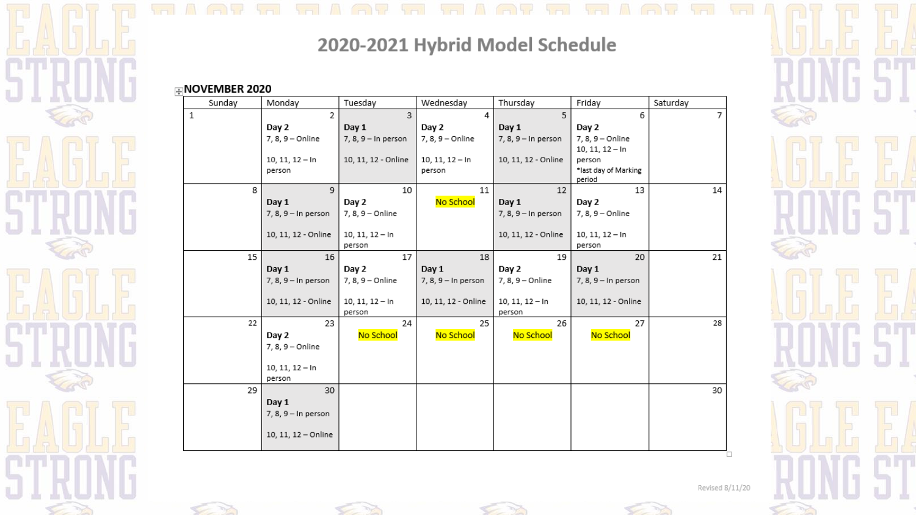# 2020-2021 Hybrid Model Schedule

## NOVEMBER 2020

| Sunday | Monday | Tuesday | Wednesday | Thursday | Friday | Saturday |
|---|---|---|---|---|---|---|
| 1 | 2<br>**Day 2**<br>7, 8, 9 – Online<br>10, 11, 12 – In person | 3<br>**Day 1**<br>7, 8, 9 – In person<br>10, 11, 12 - Online | 4<br>**Day 2**<br>7, 8, 9 – Online<br>10, 11, 12 – In person | 5<br>**Day 1**<br>7, 8, 9 – In person<br>10, 11, 12 - Online | 6<br>**Day 2**<br>7, 8, 9 – Online<br>10, 11, 12 – In person<br>*last day of Marking period | 7 |
| 8 | 9<br>**Day 1**<br>7, 8, 9 – In person<br>10, 11, 12 - Online | 10<br>**Day 2**<br>7, 8, 9 – Online<br>10, 11, 12 – In person | 11<br>No School | 12<br>**Day 1**<br>7, 8, 9 – In person<br>10, 11, 12 - Online | 13<br>**Day 2**<br>7, 8, 9 – Online<br>10, 11, 12 – In person | 14 |
| 15 | 16<br>**Day 1**<br>7, 8, 9 – In person<br>10, 11, 12 - Online | 17<br>**Day 2**<br>7, 8, 9 – Online<br>10, 11, 12 – In person | 18<br>**Day 1**<br>7, 8, 9 – In person<br>10, 11, 12 - Online | 19<br>**Day 2**<br>7, 8, 9 – Online<br>10, 11, 12 – In person | 20<br>**Day 1**<br>7, 8, 9 – In person<br>10, 11, 12 - Online | 21 |
| 22 | 23<br>**Day 2**<br>7, 8, 9 – Online<br>10, 11, 12 – In person | 24<br>No School | 25<br>No School | 26<br>No School | 27<br>No School | 28 |
| 29 | 30<br>**Day 1**<br>7, 8, 9 – In person<br>10, 11, 12 – Online | | | | | 30 |

Revised 8/11/20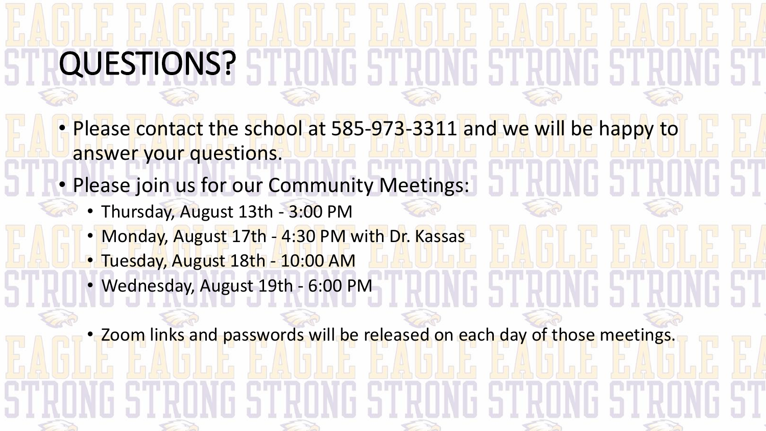# QUESTIONS?

- Please contact the school at 585-973-3311 and we will be happy to answer your questions.
- Please join us for our Community Meetings:
  - Thursday, August 13th - 3:00 PM
  - Monday, August 17th - 4:30 PM with Dr. Kassas
  - Tuesday, August 18th - 10:00 AM
  - Wednesday, August 19th - 6:00 PM

  - Zoom links and passwords will be released on each day of those meetings.